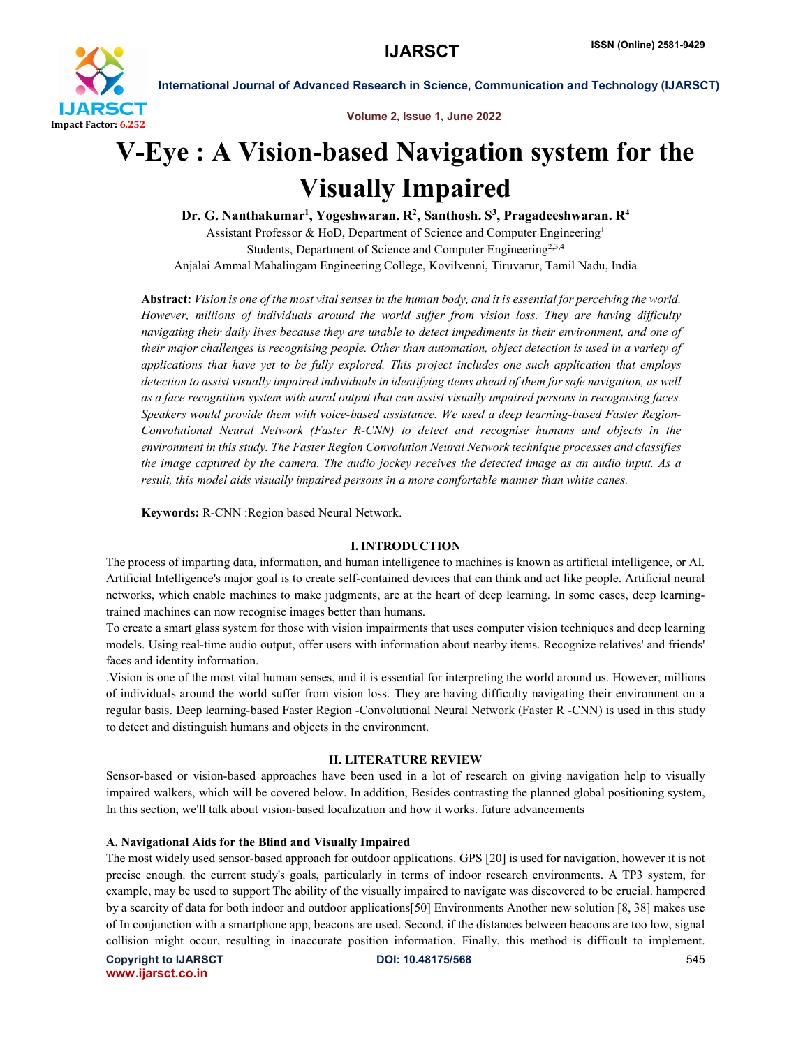# V-Eye : A Vision-based Navigation system for the Visually Impaired

**Dr. G. Nanthakumar[1], Yogeshwaran. R[2], Santhosh. S[3], Pragadeeshwaran. R[4]**

Assistant Professor & HoD, Department of Science and Computer Engineering[1]

Students, Department of Science and Computer Engineering[2,3,4]

Anjalai Ammal Mahalingam Engineering College, Kovilvenni, Tiruvarur, Tamil Nadu, India

**Abstract:** *Vision is one of the most vital senses in the human body, and it is essential for perceiving the world. However, millions of individuals around the world suffer from vision loss. They are having difficulty navigating their daily lives because they are unable to detect impediments in their environment, and one of their major challenges is recognising people. Other than automation, object detection is used in a variety of applications that have yet to be fully explored. This project includes one such application that employs detection to assist visually impaired individuals in identifying items ahead of them for safe navigation, as well as a face recognition system with aural output that can assist visually impaired persons in recognising faces. Speakers would provide them with voice-based assistance. We used a deep learning-based Faster Region-Convolutional Neural Network (Faster R-CNN) to detect and recognise humans and objects in the environment in this study. The Faster Region Convolution Neural Network technique processes and classifies the image captured by the camera. The audio jockey receives the detected image as an audio input. As a result, this model aids visually impaired persons in a more comfortable manner than white canes.*

**Keywords:** R-CNN :Region based Neural Network.

## I. INTRODUCTION

The process of imparting data, information, and human intelligence to machines is known as artificial intelligence, or AI. Artificial Intelligence's major goal is to create self-contained devices that can think and act like people. Artificial neural networks, which enable machines to make judgments, are at the heart of deep learning. In some cases, deep learning-trained machines can now recognise images better than humans.

To create a smart glass system for those with vision impairments that uses computer vision techniques and deep learning models. Using real-time audio output, offer users with information about nearby items. Recognize relatives' and friends' faces and identity information.

.Vision is one of the most vital human senses, and it is essential for interpreting the world around us. However, millions of individuals around the world suffer from vision loss. They are having difficulty navigating their environment on a regular basis. Deep learning-based Faster Region -Convolutional Neural Network (Faster R -CNN) is used in this study to detect and distinguish humans and objects in the environment.

## II. LITERATURE REVIEW

Sensor-based or vision-based approaches have been used in a lot of research on giving navigation help to visually impaired walkers, which will be covered below. In addition, Besides contrasting the planned global positioning system, In this section, we'll talk about vision-based localization and how it works. future advancements

### A. Navigational Aids for the Blind and Visually Impaired

The most widely used sensor-based approach for outdoor applications. GPS [20] is used for navigation, however it is not precise enough. the current study's goals, particularly in terms of indoor research environments. A TP3 system, for example, may be used to support The ability of the visually impaired to navigate was discovered to be crucial. hampered by a scarcity of data for both indoor and outdoor applications[50] Environments Another new solution [8, 38] makes use of In conjunction with a smartphone app, beacons are used. Second, if the distances between beacons are too low, signal collision might occur, resulting in inaccurate position information. Finally, this method is difficult to implement.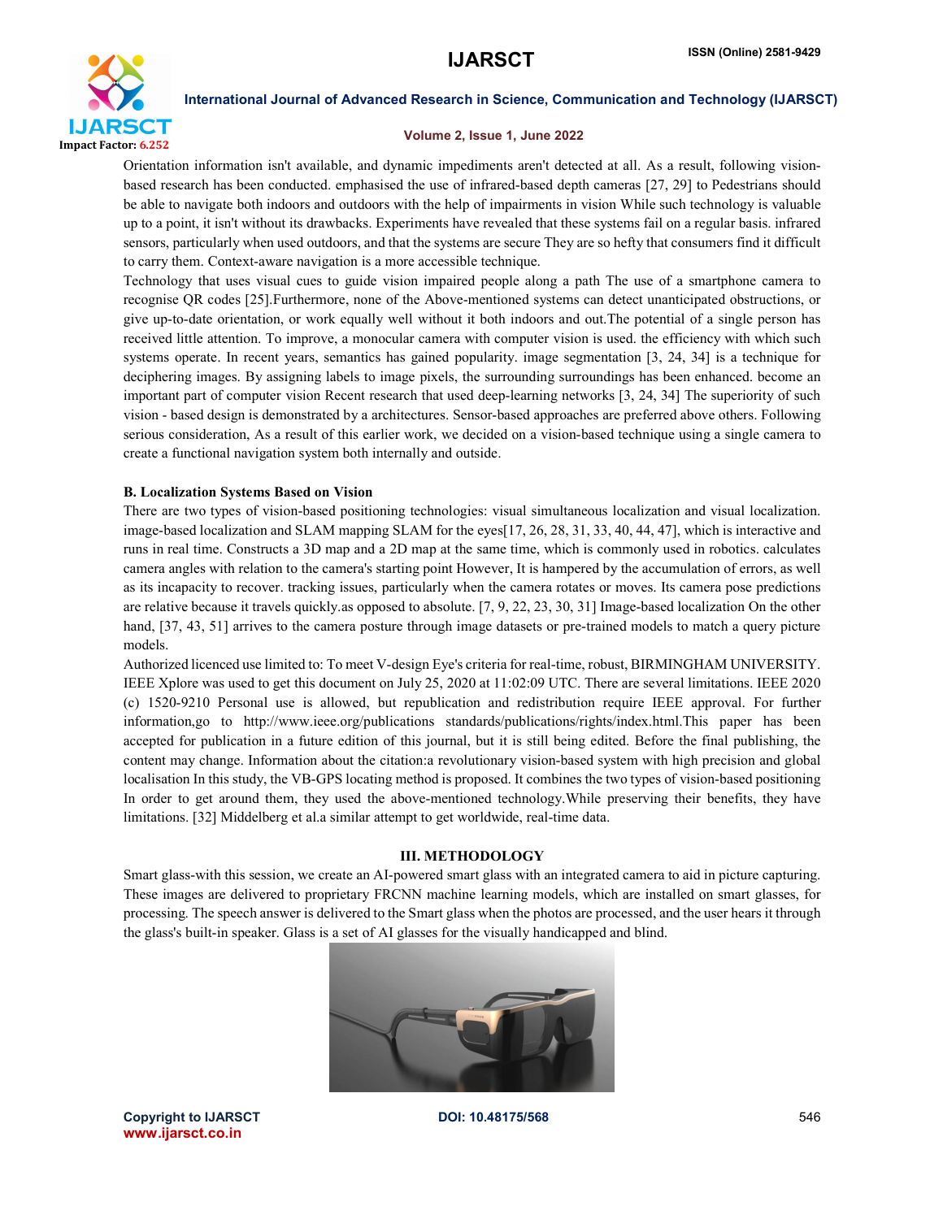Orientation information isn't available, and dynamic impediments aren't detected at all. As a result, following vision-based research has been conducted. emphasised the use of infrared-based depth cameras [27, 29] to Pedestrians should be able to navigate both indoors and outdoors with the help of impairments in vision While such technology is valuable up to a point, it isn't without its drawbacks. Experiments have revealed that these systems fail on a regular basis. infrared sensors, particularly when used outdoors, and that the systems are secure They are so hefty that consumers find it difficult to carry them. Context-aware navigation is a more accessible technique.

Technology that uses visual cues to guide vision impaired people along a path The use of a smartphone camera to recognise QR codes [25].Furthermore, none of the Above-mentioned systems can detect unanticipated obstructions, or give up-to-date orientation, or work equally well without it both indoors and out.The potential of a single person has received little attention. To improve, a monocular camera with computer vision is used. the efficiency with which such systems operate. In recent years, semantics has gained popularity. image segmentation [3, 24, 34] is a technique for deciphering images. By assigning labels to image pixels, the surrounding surroundings has been enhanced. become an important part of computer vision Recent research that used deep-learning networks [3, 24, 34] The superiority of such vision - based design is demonstrated by a architectures. Sensor-based approaches are preferred above others. Following serious consideration, As a result of this earlier work, we decided on a vision-based technique using a single camera to create a functional navigation system both internally and outside.

### B. Localization Systems Based on Vision

There are two types of vision-based positioning technologies: visual simultaneous localization and visual localization. image-based localization and SLAM mapping SLAM for the eyes[17, 26, 28, 31, 33, 40, 44, 47], which is interactive and runs in real time. Constructs a 3D map and a 2D map at the same time, which is commonly used in robotics. calculates camera angles with relation to the camera's starting point However, It is hampered by the accumulation of errors, as well as its incapacity to recover. tracking issues, particularly when the camera rotates or moves. Its camera pose predictions are relative because it travels quickly.as opposed to absolute. [7, 9, 22, 23, 30, 31] Image-based localization On the other hand, [37, 43, 51] arrives to the camera posture through image datasets or pre-trained models to match a query picture models.

Authorized licenced use limited to: To meet V-design Eye's criteria for real-time, robust, BIRMINGHAM UNIVERSITY. IEEE Xplore was used to get this document on July 25, 2020 at 11:02:09 UTC. There are several limitations. IEEE 2020 (c) 1520-9210 Personal use is allowed, but republication and redistribution require IEEE approval. For further information,go to http://www.ieee.org/publications standards/publications/rights/index.html.This paper has been accepted for publication in a future edition of this journal, but it is still being edited. Before the final publishing, the content may change. Information about the citation:a revolutionary vision-based system with high precision and global localisation In this study, the VB-GPS locating method is proposed. It combines the two types of vision-based positioning In order to get around them, they used the above-mentioned technology.While preserving their benefits, they have limitations. [32] Middelberg et al.a similar attempt to get worldwide, real-time data.

## III. METHODOLOGY

Smart glass-with this session, we create an AI-powered smart glass with an integrated camera to aid in picture capturing. These images are delivered to proprietary FRCNN machine learning models, which are installed on smart glasses, for processing. The speech answer is delivered to the Smart glass when the photos are processed, and the user hears it through the glass's built-in speaker. Glass is a set of AI glasses for the visually handicapped and blind.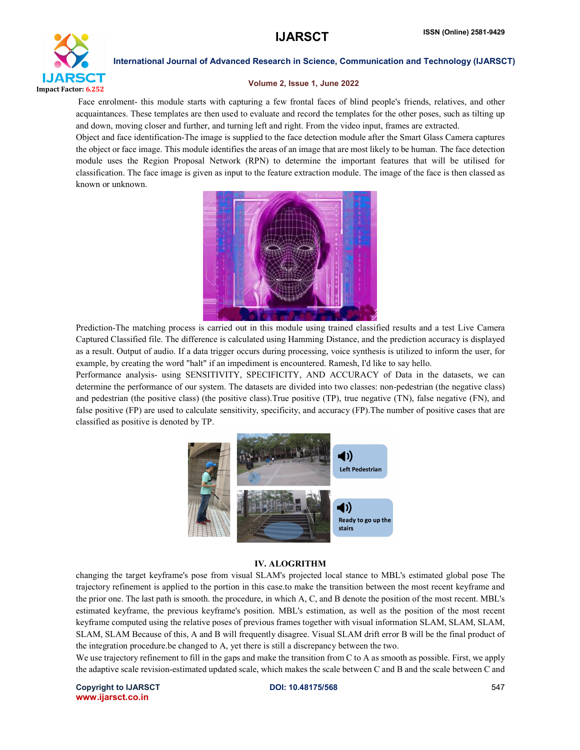Face enrolment- this module starts with capturing a few frontal faces of blind people's friends, relatives, and other acquaintances. These templates are then used to evaluate and record the templates for the other poses, such as tilting up and down, moving closer and further, and turning left and right. From the video input, frames are extracted.

Object and face identification-The image is supplied to the face detection module after the Smart Glass Camera captures the object or face image. This module identifies the areas of an image that are most likely to be human. The face detection module uses the Region Proposal Network (RPN) to determine the important features that will be utilised for classification. The face image is given as input to the feature extraction module. The image of the face is then classed as known or unknown.

Prediction-The matching process is carried out in this module using trained classified results and a test Live Camera Captured Classified file. The difference is calculated using Hamming Distance, and the prediction accuracy is displayed as a result. Output of audio. If a data trigger occurs during processing, voice synthesis is utilized to inform the user, for example, by creating the word "halt" if an impediment is encountered. Ramesh, I'd like to say hello.

Performance analysis- using SENSITIVITY, SPECIFICITY, AND ACCURACY of Data in the datasets, we can determine the performance of our system. The datasets are divided into two classes: non-pedestrian (the negative class) and pedestrian (the positive class) (the positive class).True positive (TP), true negative (TN), false negative (FN), and false positive (FP) are used to calculate sensitivity, specificity, and accuracy (FP).The number of positive cases that are classified as positive is denoted by TP.

## IV. ALOGRITHM

changing the target keyframe's pose from visual SLAM's projected local stance to MBL's estimated global pose The trajectory refinement is applied to the portion in this case.to make the transition between the most recent keyframe and the prior one. The last path is smooth. the procedure, in which A, C, and B denote the position of the most recent. MBL's estimated keyframe, the previous keyframe's position. MBL's estimation, as well as the position of the most recent keyframe computed using the relative poses of previous frames together with visual information SLAM, SLAM, SLAM, SLAM, SLAM Because of this, A and B will frequently disagree. Visual SLAM drift error B will be the final product of the integration procedure.be changed to A, yet there is still a discrepancy between the two.

We use trajectory refinement to fill in the gaps and make the transition from C to A as smooth as possible. First, we apply the adaptive scale revision-estimated updated scale, which makes the scale between C and B and the scale between C and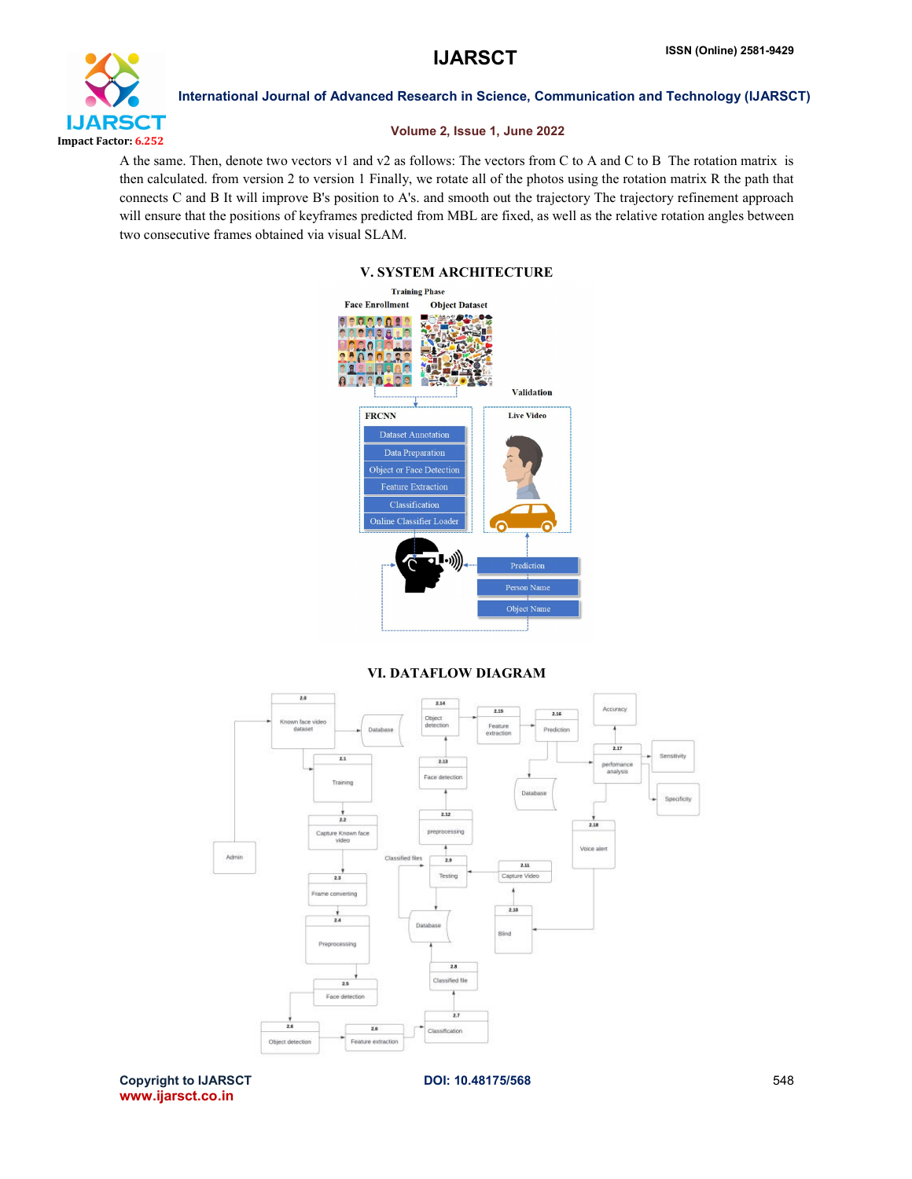A the same. Then, denote two vectors v1 and v2 as follows: The vectors from C to A and C to B The rotation matrix is then calculated. from version 2 to version 1 Finally, we rotate all of the photos using the rotation matrix R the path that connects C and B It will improve B's position to A's. and smooth out the trajectory The trajectory refinement approach will ensure that the positions of keyframes predicted from MBL are fixed, as well as the relative rotation angles between two consecutive frames obtained via visual SLAM.

## V. SYSTEM ARCHITECTURE

## VI. DATAFLOW DIAGRAM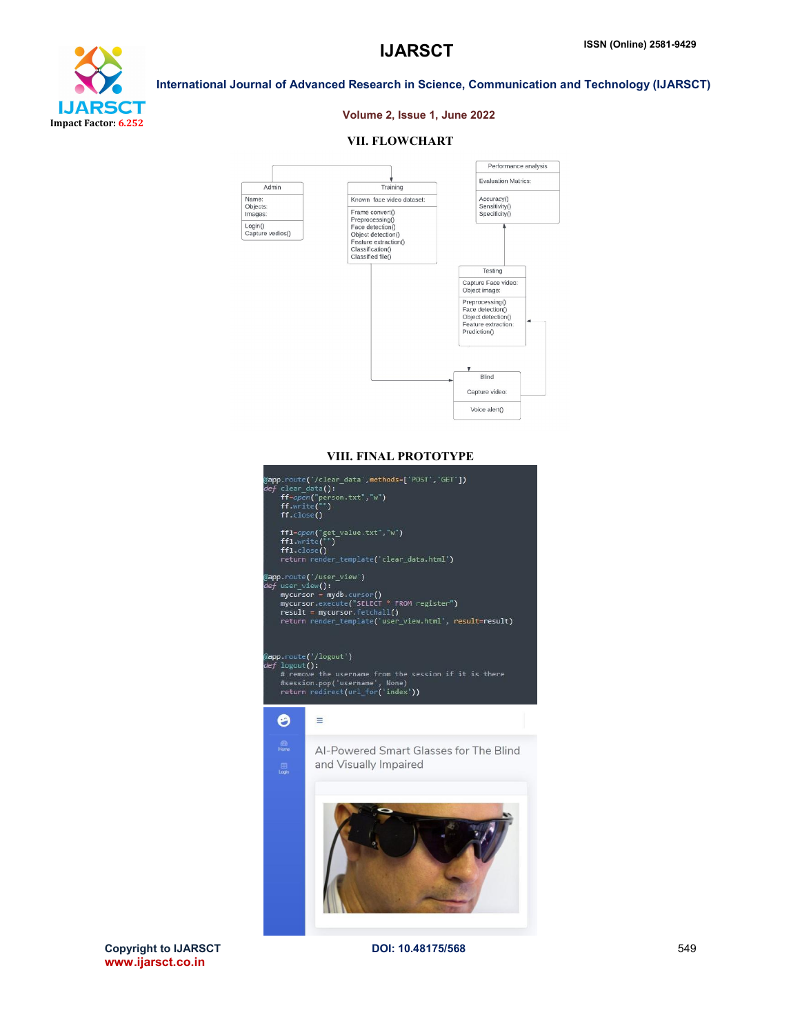## VII. FLOWCHART

Admin

Name:
Objects:
Images:

Login()
Capture vedios()

Training

Known face video dataset:

Frame convert()
Preprocessing()
Face detection()
Object detection()
Feature extraction()
Classification()
Classified file()

Performance analysis

Evaluation Matrics:

Accuracy()
Sensitivity()
Specificity()

Testing

Capture Face video:
Object image:

Preprocessing()
Face detection()
Object detection()
Feature extraction:
Prediction()

Blind

Capture video:

Voice alert()

## VIII. FINAL PROTOTYPE

```
@app.route('/clear_data',methods=['POST','GET'])
def clear_data():
    ff=open("person.txt","w")
    ff.write("")
    ff.close()

    ff1=open("get_value.txt","w")
    ff1.write("")
    ff1.close()
    return render_template('clear_data.html')

@app.route('/user_view')
def user_view():
    mycursor = mydb.cursor()
    mycursor.execute("SELECT * FROM register")
    result = mycursor.fetchall()
    return render_template('user_view.html', result=result)


@app.route('/logout')
def logout():
    # remove the username from the session if it is there
    #session.pop('username', None)
    return redirect(url_for('index'))
```

Home

Login

AI-Powered Smart Glasses for The Blind and Visually Impaired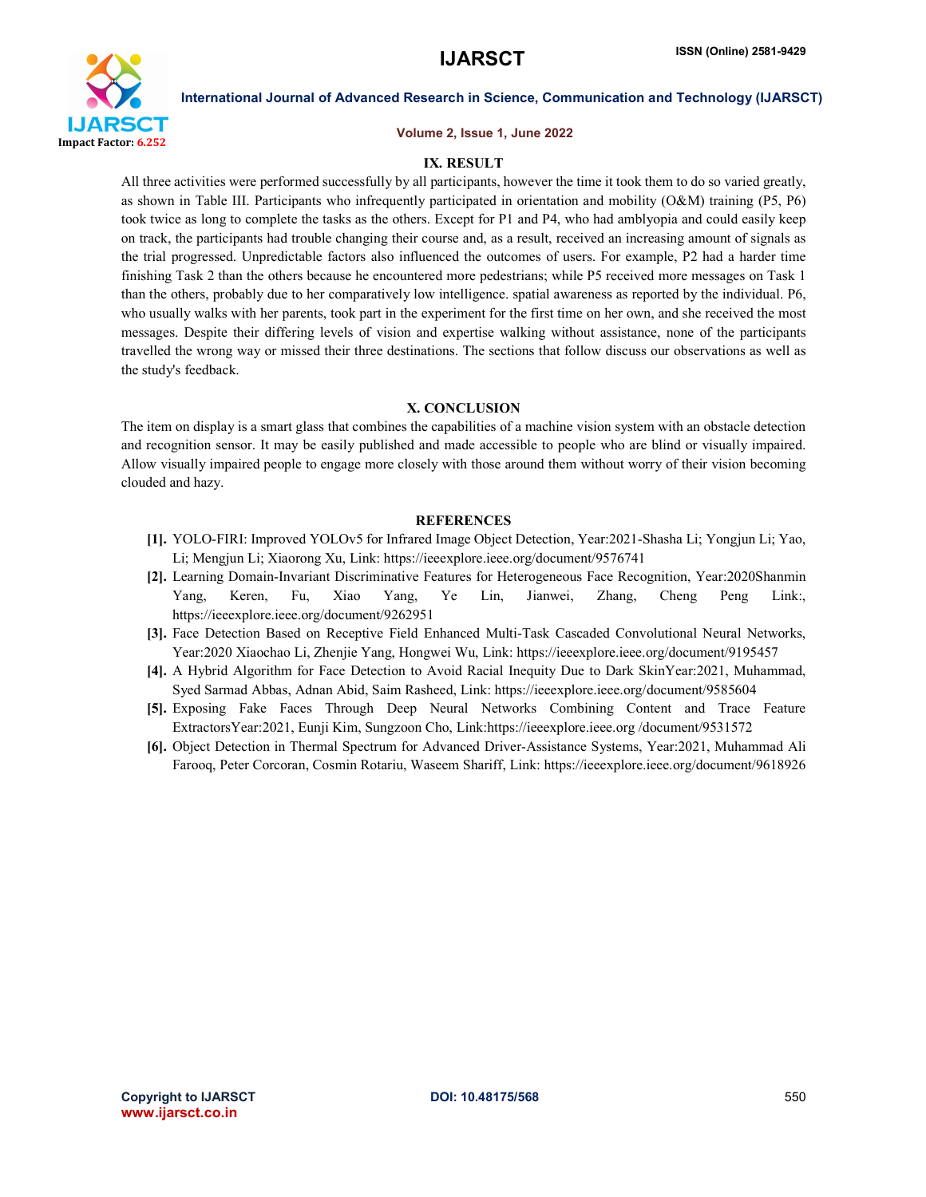## IX. RESULT

All three activities were performed successfully by all participants, however the time it took them to do so varied greatly, as shown in Table III. Participants who infrequently participated in orientation and mobility (O&M) training (P5, P6) took twice as long to complete the tasks as the others. Except for P1 and P4, who had amblyopia and could easily keep on track, the participants had trouble changing their course and, as a result, received an increasing amount of signals as the trial progressed. Unpredictable factors also influenced the outcomes of users. For example, P2 had a harder time finishing Task 2 than the others because he encountered more pedestrians; while P5 received more messages on Task 1 than the others, probably due to her comparatively low intelligence. spatial awareness as reported by the individual. P6, who usually walks with her parents, took part in the experiment for the first time on her own, and she received the most messages. Despite their differing levels of vision and expertise walking without assistance, none of the participants travelled the wrong way or missed their three destinations. The sections that follow discuss our observations as well as the study's feedback.

## X. CONCLUSION

The item on display is a smart glass that combines the capabilities of a machine vision system with an obstacle detection and recognition sensor. It may be easily published and made accessible to people who are blind or visually impaired. Allow visually impaired people to engage more closely with those around them without worry of their vision becoming clouded and hazy.

## REFERENCES

- **[1].** YOLO-FIRI: Improved YOLOv5 for Infrared Image Object Detection, Year:2021-Shasha Li; Yongjun Li; Yao, Li; Mengjun Li; Xiaorong Xu, Link: https://ieeexplore.ieee.org/document/9576741
- **[2].** Learning Domain-Invariant Discriminative Features for Heterogeneous Face Recognition, Year:2020Shanmin Yang, Keren, Fu, Xiao Yang, Ye Lin, Jianwei, Zhang, Cheng Peng Link:, https://ieeexplore.ieee.org/document/9262951
- **[3].** Face Detection Based on Receptive Field Enhanced Multi-Task Cascaded Convolutional Neural Networks, Year:2020 Xiaochao Li, Zhenjie Yang, Hongwei Wu, Link: https://ieeexplore.ieee.org/document/9195457
- **[4].** A Hybrid Algorithm for Face Detection to Avoid Racial Inequity Due to Dark SkinYear:2021, Muhammad, Syed Sarmad Abbas, Adnan Abid, Saim Rasheed, Link: https://ieeexplore.ieee.org/document/9585604
- **[5].** Exposing Fake Faces Through Deep Neural Networks Combining Content and Trace Feature ExtractorsYear:2021, Eunji Kim, Sungzoon Cho, Link:https://ieeexplore.ieee.org /document/9531572
- **[6].** Object Detection in Thermal Spectrum for Advanced Driver-Assistance Systems, Year:2021, Muhammad Ali Farooq, Peter Corcoran, Cosmin Rotariu, Waseem Shariff, Link: https://ieeexplore.ieee.org/document/9618926